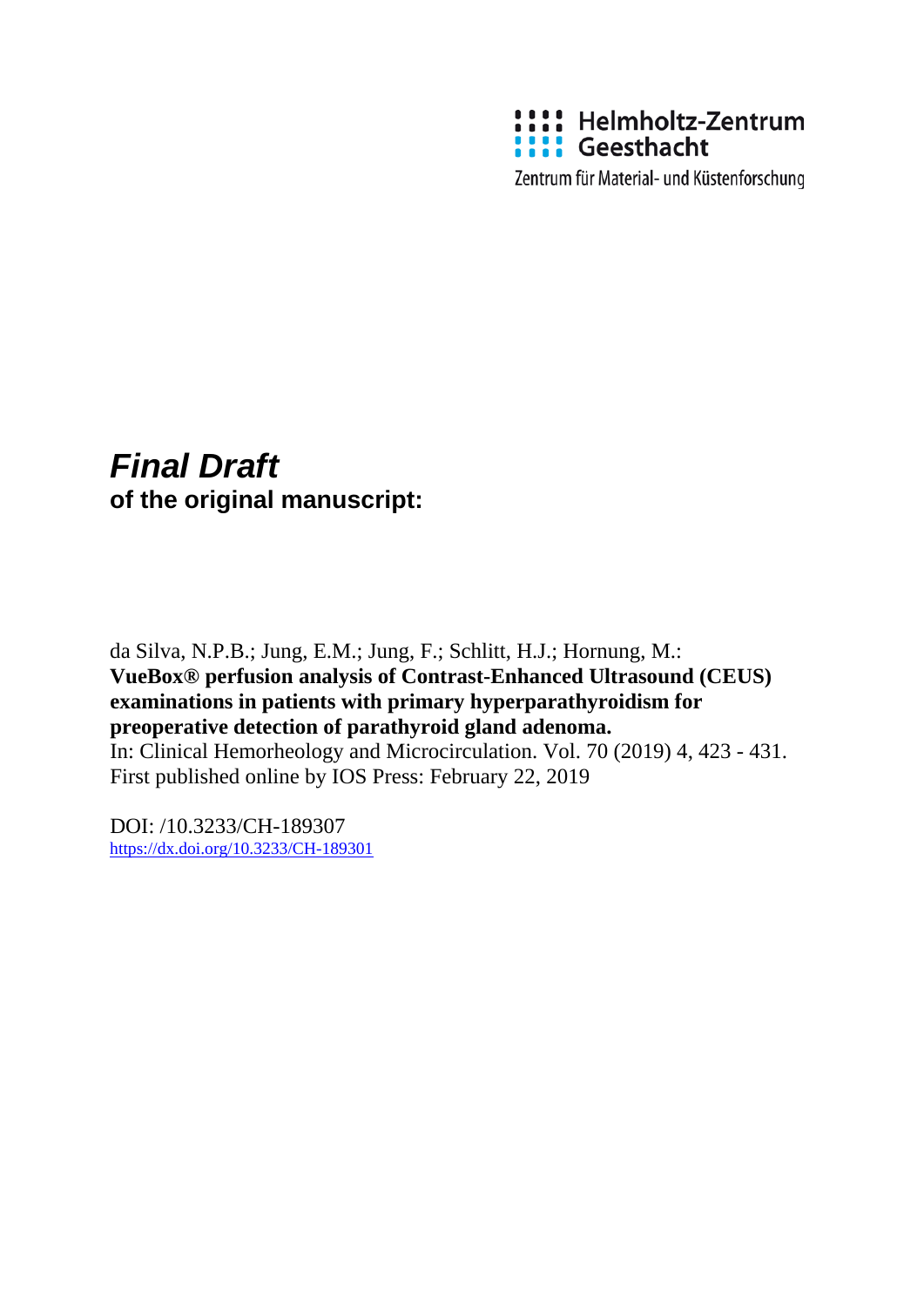Helmholtz-Zentrum Geesthacht

Zentrum für Material- und Küstenforschung

# *Final Draft*

**of the original manuscript:**

da Silva, N.P.B.; Jung, E.M.; Jung, F.; Schlitt, H.J.; Hornung, M.:
**VueBox® perfusion analysis of Contrast-Enhanced Ultrasound (CEUS) examinations in patients with primary hyperparathyroidism for preoperative detection of parathyroid gland adenoma.**
In: Clinical Hemorheology and Microcirculation. Vol. 70 (2019) 4, 423 - 431.
First published online by IOS Press: February 22, 2019

DOI: /10.3233/CH-189307
https://dx.doi.org/10.3233/CH-189301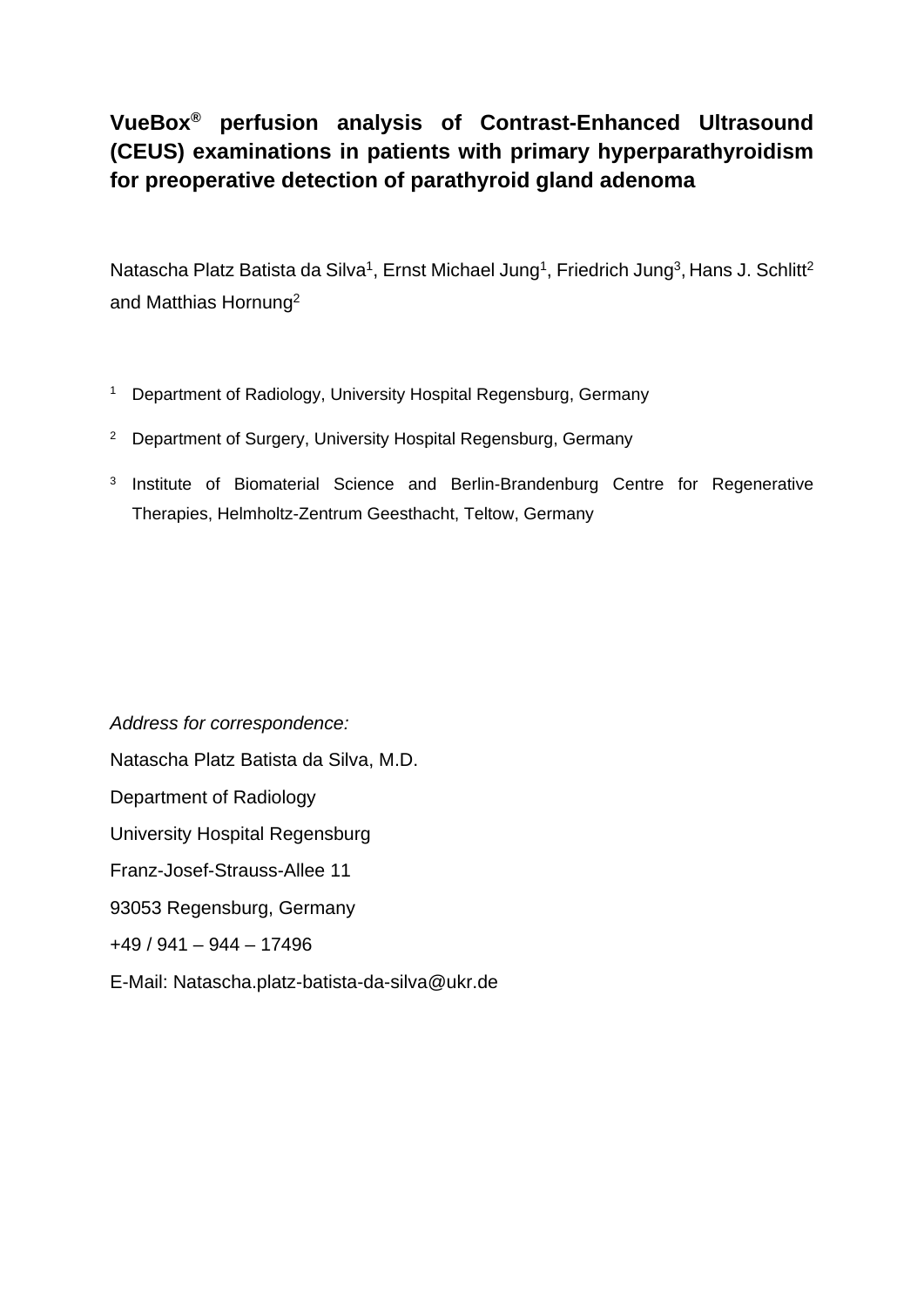# VueBox® perfusion analysis of Contrast-Enhanced Ultrasound (CEUS) examinations in patients with primary hyperparathyroidism for preoperative detection of parathyroid gland adenoma

Natascha Platz Batista da Silva[1], Ernst Michael Jung[1], Friedrich Jung[3], Hans J. Schlitt[2] and Matthias Hornung[2]

[1] Department of Radiology, University Hospital Regensburg, Germany

[2] Department of Surgery, University Hospital Regensburg, Germany

[3] Institute of Biomaterial Science and Berlin-Brandenburg Centre for Regenerative Therapies, Helmholtz-Zentrum Geesthacht, Teltow, Germany

*Address for correspondence:*

Natascha Platz Batista da Silva, M.D.

Department of Radiology

University Hospital Regensburg

Franz-Josef-Strauss-Allee 11

93053 Regensburg, Germany

+49 / 941 – 944 – 17496

E-Mail: Natascha.platz-batista-da-silva@ukr.de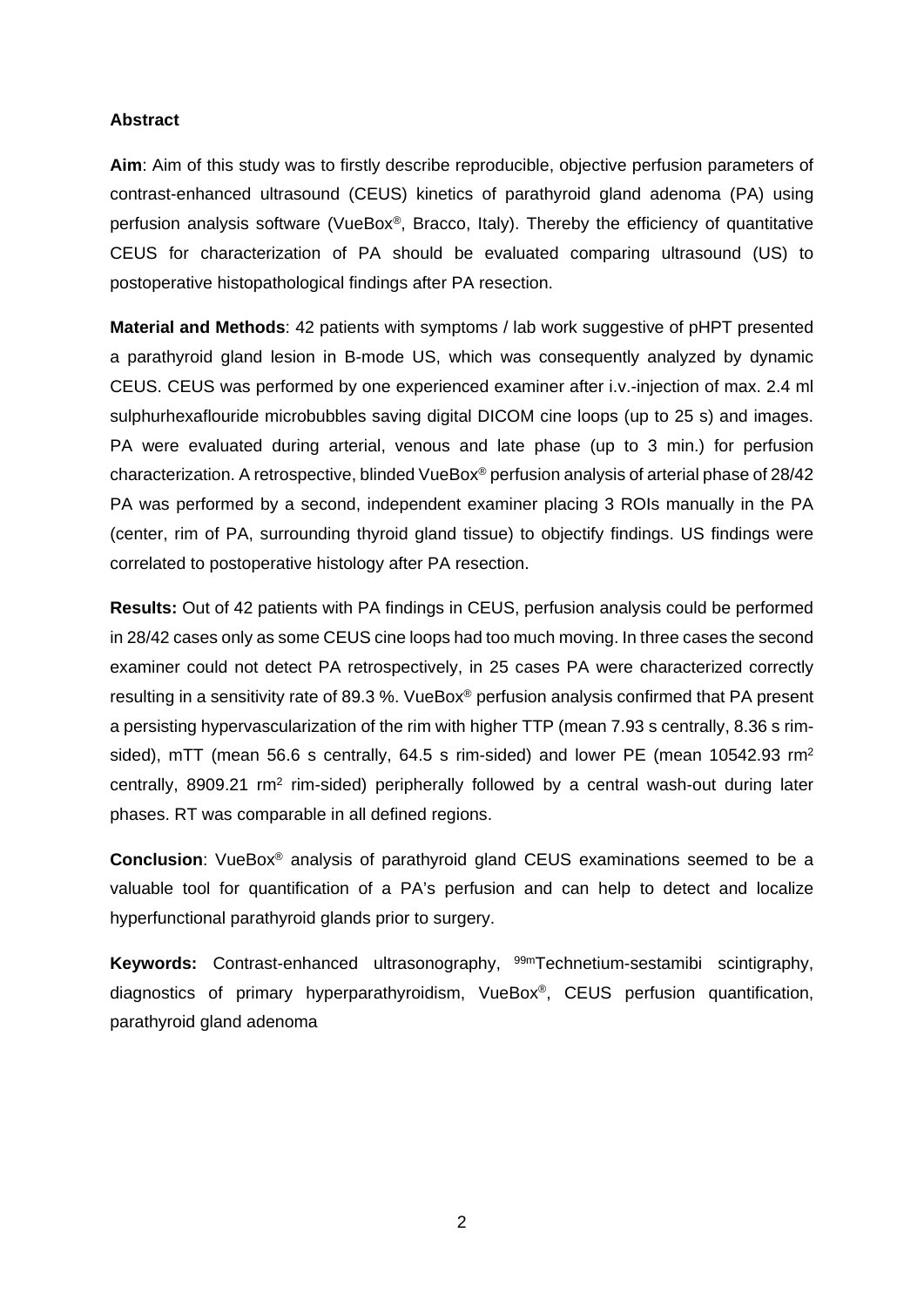**Abstract**

**Aim**: Aim of this study was to firstly describe reproducible, objective perfusion parameters of contrast-enhanced ultrasound (CEUS) kinetics of parathyroid gland adenoma (PA) using perfusion analysis software (VueBox®, Bracco, Italy). Thereby the efficiency of quantitative CEUS for characterization of PA should be evaluated comparing ultrasound (US) to postoperative histopathological findings after PA resection.

**Material and Methods**: 42 patients with symptoms / lab work suggestive of pHPT presented a parathyroid gland lesion in B-mode US, which was consequently analyzed by dynamic CEUS. CEUS was performed by one experienced examiner after i.v.-injection of max. 2.4 ml sulphurhexaflouride microbubbles saving digital DICOM cine loops (up to 25 s) and images. PA were evaluated during arterial, venous and late phase (up to 3 min.) for perfusion characterization. A retrospective, blinded VueBox® perfusion analysis of arterial phase of 28/42 PA was performed by a second, independent examiner placing 3 ROIs manually in the PA (center, rim of PA, surrounding thyroid gland tissue) to objectify findings. US findings were correlated to postoperative histology after PA resection.

**Results:** Out of 42 patients with PA findings in CEUS, perfusion analysis could be performed in 28/42 cases only as some CEUS cine loops had too much moving. In three cases the second examiner could not detect PA retrospectively, in 25 cases PA were characterized correctly resulting in a sensitivity rate of 89.3 %. VueBox® perfusion analysis confirmed that PA present a persisting hypervascularization of the rim with higher TTP (mean 7.93 s centrally, 8.36 s rim-sided), mTT (mean 56.6 s centrally, 64.5 s rim-sided) and lower PE (mean 10542.93 $rm^2$ centrally, 8909.21 $rm^2$ rim-sided) peripherally followed by a central wash-out during later phases. RT was comparable in all defined regions.

**Conclusion**: VueBox® analysis of parathyroid gland CEUS examinations seemed to be a valuable tool for quantification of a PA's perfusion and can help to detect and localize hyperfunctional parathyroid glands prior to surgery.

**Keywords:** Contrast-enhanced ultrasonography, $^{99m}$Technetium-sestamibi scintigraphy, diagnostics of primary hyperparathyroidism, VueBox®, CEUS perfusion quantification, parathyroid gland adenoma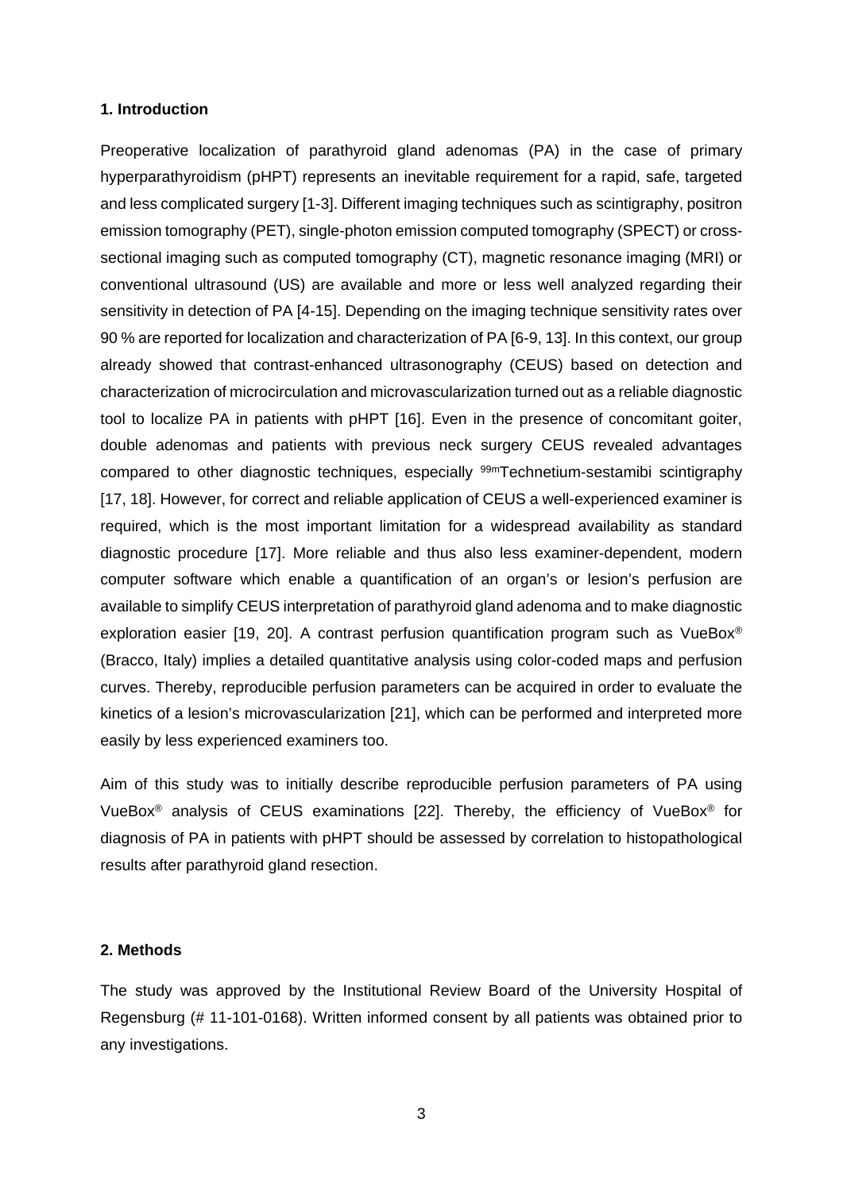## 1. Introduction

Preoperative localization of parathyroid gland adenomas (PA) in the case of primary hyperparathyroidism (pHPT) represents an inevitable requirement for a rapid, safe, targeted and less complicated surgery [1-3]. Different imaging techniques such as scintigraphy, positron emission tomography (PET), single-photon emission computed tomography (SPECT) or cross-sectional imaging such as computed tomography (CT), magnetic resonance imaging (MRI) or conventional ultrasound (US) are available and more or less well analyzed regarding their sensitivity in detection of PA [4-15]. Depending on the imaging technique sensitivity rates over 90 % are reported for localization and characterization of PA [6-9, 13]. In this context, our group already showed that contrast-enhanced ultrasonography (CEUS) based on detection and characterization of microcirculation and microvascularization turned out as a reliable diagnostic tool to localize PA in patients with pHPT [16]. Even in the presence of concomitant goiter, double adenomas and patients with previous neck surgery CEUS revealed advantages compared to other diagnostic techniques, especially $^{99m}$Technetium-sestamibi scintigraphy [17, 18]. However, for correct and reliable application of CEUS a well-experienced examiner is required, which is the most important limitation for a widespread availability as standard diagnostic procedure [17]. More reliable and thus also less examiner-dependent, modern computer software which enable a quantification of an organ's or lesion's perfusion are available to simplify CEUS interpretation of parathyroid gland adenoma and to make diagnostic exploration easier [19, 20]. A contrast perfusion quantification program such as VueBox® (Bracco, Italy) implies a detailed quantitative analysis using color-coded maps and perfusion curves. Thereby, reproducible perfusion parameters can be acquired in order to evaluate the kinetics of a lesion's microvascularization [21], which can be performed and interpreted more easily by less experienced examiners too.

Aim of this study was to initially describe reproducible perfusion parameters of PA using VueBox® analysis of CEUS examinations [22]. Thereby, the efficiency of VueBox® for diagnosis of PA in patients with pHPT should be assessed by correlation to histopathological results after parathyroid gland resection.

## 2. Methods

The study was approved by the Institutional Review Board of the University Hospital of Regensburg (# 11-101-0168). Written informed consent by all patients was obtained prior to any investigations.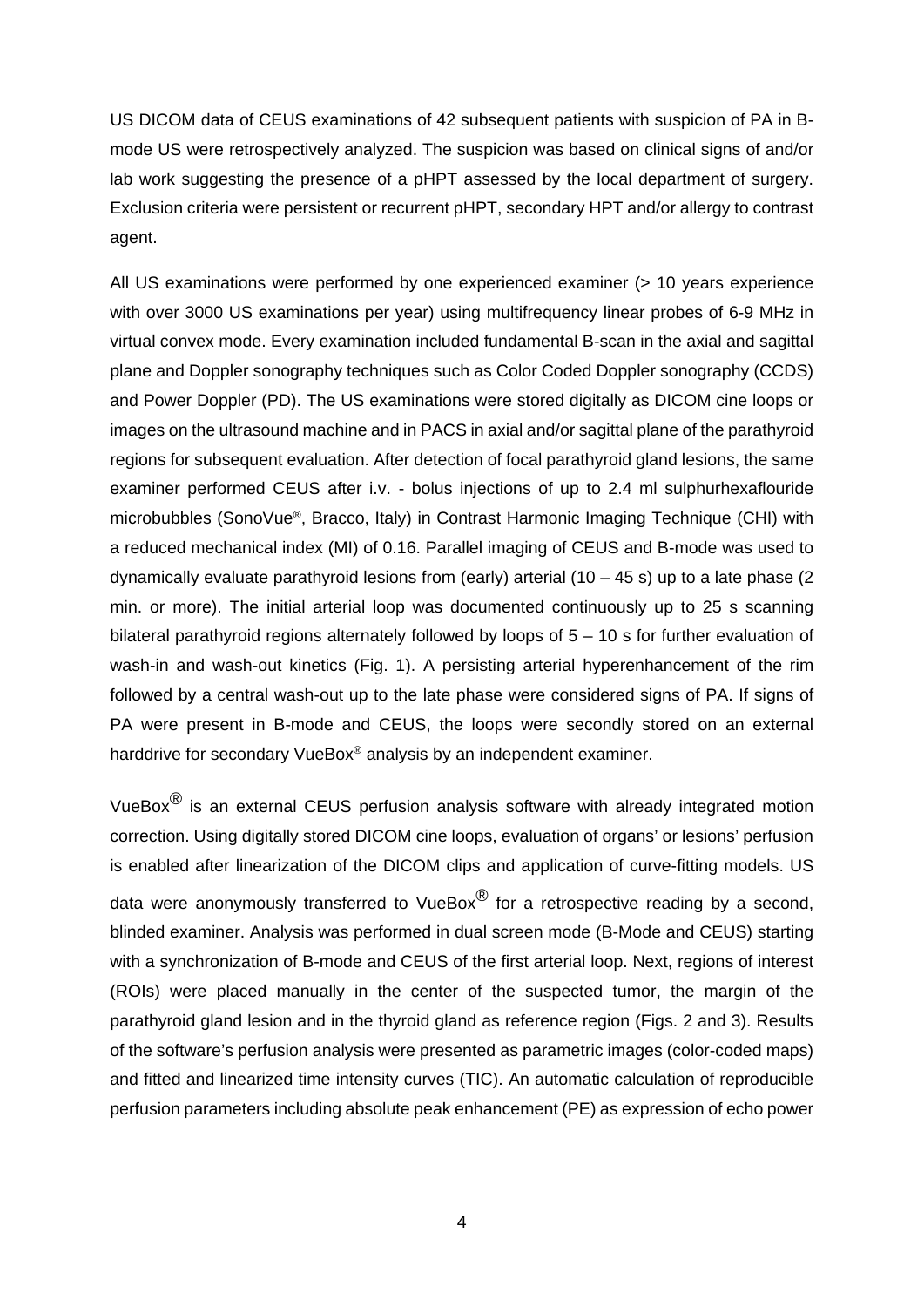US DICOM data of CEUS examinations of 42 subsequent patients with suspicion of PA in B-mode US were retrospectively analyzed. The suspicion was based on clinical signs of and/or lab work suggesting the presence of a pHPT assessed by the local department of surgery. Exclusion criteria were persistent or recurrent pHPT, secondary HPT and/or allergy to contrast agent.

All US examinations were performed by one experienced examiner (> 10 years experience with over 3000 US examinations per year) using multifrequency linear probes of 6-9 MHz in virtual convex mode. Every examination included fundamental B-scan in the axial and sagittal plane and Doppler sonography techniques such as Color Coded Doppler sonography (CCDS) and Power Doppler (PD). The US examinations were stored digitally as DICOM cine loops or images on the ultrasound machine and in PACS in axial and/or sagittal plane of the parathyroid regions for subsequent evaluation. After detection of focal parathyroid gland lesions, the same examiner performed CEUS after i.v. - bolus injections of up to 2.4 ml sulphurhexaflouride microbubbles (SonoVue®, Bracco, Italy) in Contrast Harmonic Imaging Technique (CHI) with a reduced mechanical index (MI) of 0.16. Parallel imaging of CEUS and B-mode was used to dynamically evaluate parathyroid lesions from (early) arterial (10 – 45 s) up to a late phase (2 min. or more). The initial arterial loop was documented continuously up to 25 s scanning bilateral parathyroid regions alternately followed by loops of 5 – 10 s for further evaluation of wash-in and wash-out kinetics (Fig. 1). A persisting arterial hyperenhancement of the rim followed by a central wash-out up to the late phase were considered signs of PA. If signs of PA were present in B-mode and CEUS, the loops were secondly stored on an external harddrive for secondary VueBox® analysis by an independent examiner.

VueBox® is an external CEUS perfusion analysis software with already integrated motion correction. Using digitally stored DICOM cine loops, evaluation of organs' or lesions' perfusion is enabled after linearization of the DICOM clips and application of curve-fitting models. US data were anonymously transferred to VueBox® for a retrospective reading by a second, blinded examiner. Analysis was performed in dual screen mode (B-Mode and CEUS) starting with a synchronization of B-mode and CEUS of the first arterial loop. Next, regions of interest (ROIs) were placed manually in the center of the suspected tumor, the margin of the parathyroid gland lesion and in the thyroid gland as reference region (Figs. 2 and 3). Results of the software's perfusion analysis were presented as parametric images (color-coded maps) and fitted and linearized time intensity curves (TIC). An automatic calculation of reproducible perfusion parameters including absolute peak enhancement (PE) as expression of echo power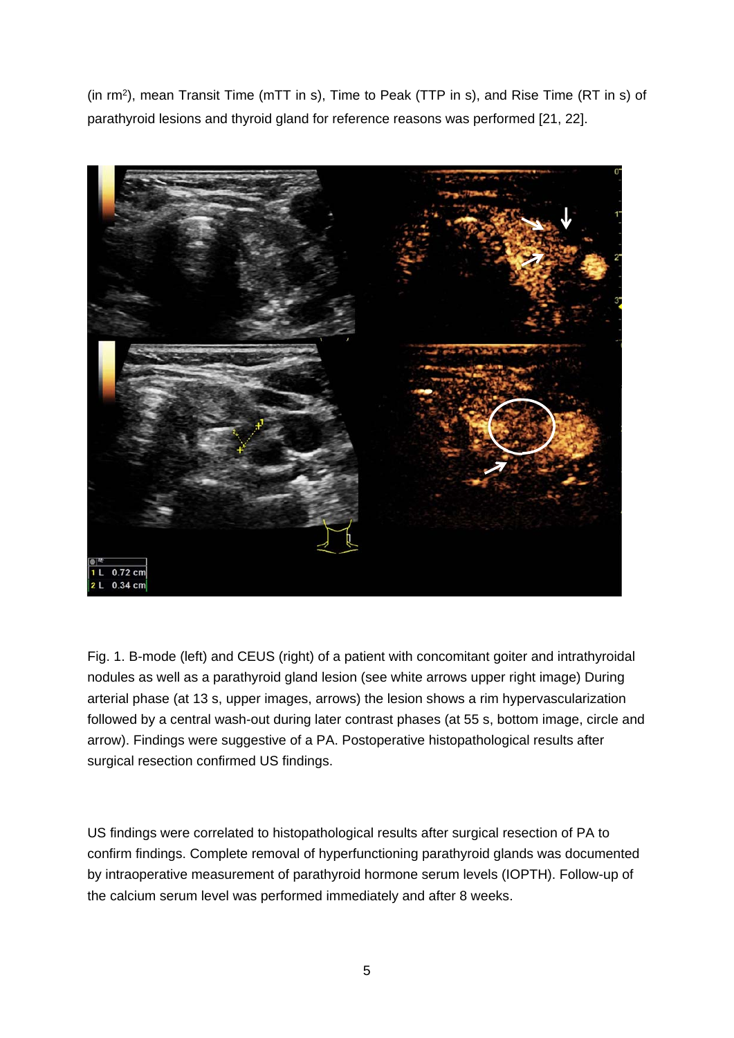(in rm[2]), mean Transit Time (mTT in s), Time to Peak (TTP in s), and Rise Time (RT in s) of parathyroid lesions and thyroid gland for reference reasons was performed [21, 22].

Fig. 1. B-mode (left) and CEUS (right) of a patient with concomitant goiter and intrathyroidal nodules as well as a parathyroid gland lesion (see white arrows upper right image) During arterial phase (at 13 s, upper images, arrows) the lesion shows a rim hypervascularization followed by a central wash-out during later contrast phases (at 55 s, bottom image, circle and arrow). Findings were suggestive of a PA. Postoperative histopathological results after surgical resection confirmed US findings.

US findings were correlated to histopathological results after surgical resection of PA to confirm findings. Complete removal of hyperfunctioning parathyroid glands was documented by intraoperative measurement of parathyroid hormone serum levels (IOPTH). Follow-up of the calcium serum level was performed immediately and after 8 weeks.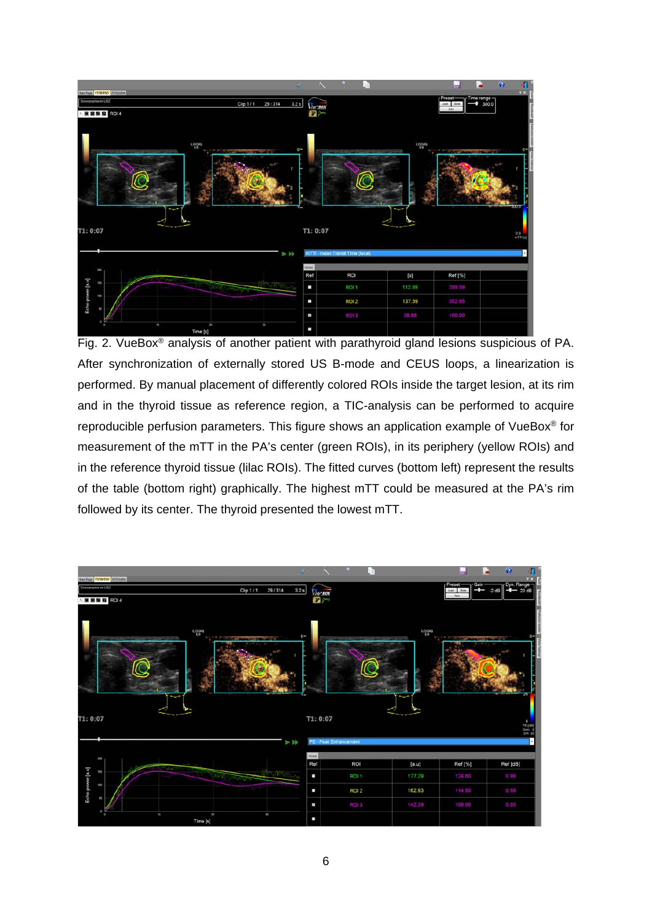Fig. 2. VueBox® analysis of another patient with parathyroid gland lesions suspicious of PA. After synchronization of externally stored US B-mode and CEUS loops, a linearization is performed. By manual placement of differently colored ROIs inside the target lesion, at its rim and in the thyroid tissue as reference region, a TIC-analysis can be performed to acquire reproducible perfusion parameters. This figure shows an application example of VueBox® for measurement of the mTT in the PA's center (green ROIs), in its periphery (yellow ROIs) and in the reference thyroid tissue (lilac ROIs). The fitted curves (bottom left) represent the results of the table (bottom right) graphically. The highest mTT could be measured at the PA's rim followed by its center. The thyroid presented the lowest mTT.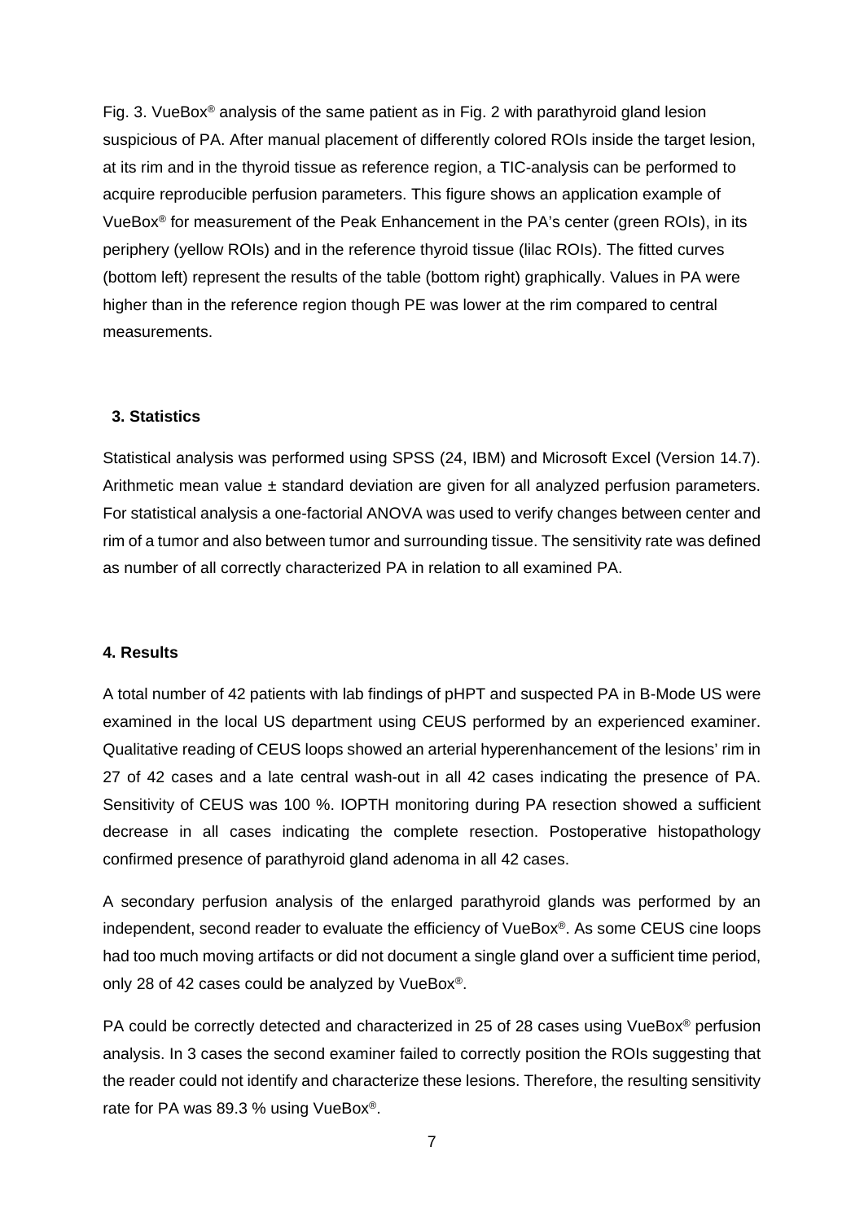Fig. 3. VueBox® analysis of the same patient as in Fig. 2 with parathyroid gland lesion suspicious of PA. After manual placement of differently colored ROIs inside the target lesion, at its rim and in the thyroid tissue as reference region, a TIC-analysis can be performed to acquire reproducible perfusion parameters. This figure shows an application example of VueBox® for measurement of the Peak Enhancement in the PA's center (green ROIs), in its periphery (yellow ROIs) and in the reference thyroid tissue (lilac ROIs). The fitted curves (bottom left) represent the results of the table (bottom right) graphically. Values in PA were higher than in the reference region though PE was lower at the rim compared to central measurements.

## 3. Statistics

Statistical analysis was performed using SPSS (24, IBM) and Microsoft Excel (Version 14.7). Arithmetic mean value ± standard deviation are given for all analyzed perfusion parameters. For statistical analysis a one-factorial ANOVA was used to verify changes between center and rim of a tumor and also between tumor and surrounding tissue. The sensitivity rate was defined as number of all correctly characterized PA in relation to all examined PA.

## 4. Results

A total number of 42 patients with lab findings of pHPT and suspected PA in B-Mode US were examined in the local US department using CEUS performed by an experienced examiner. Qualitative reading of CEUS loops showed an arterial hyperenhancement of the lesions' rim in 27 of 42 cases and a late central wash-out in all 42 cases indicating the presence of PA. Sensitivity of CEUS was 100 %. IOPTH monitoring during PA resection showed a sufficient decrease in all cases indicating the complete resection. Postoperative histopathology confirmed presence of parathyroid gland adenoma in all 42 cases.

A secondary perfusion analysis of the enlarged parathyroid glands was performed by an independent, second reader to evaluate the efficiency of VueBox®. As some CEUS cine loops had too much moving artifacts or did not document a single gland over a sufficient time period, only 28 of 42 cases could be analyzed by VueBox®.

PA could be correctly detected and characterized in 25 of 28 cases using VueBox® perfusion analysis. In 3 cases the second examiner failed to correctly position the ROIs suggesting that the reader could not identify and characterize these lesions. Therefore, the resulting sensitivity rate for PA was 89.3 % using VueBox®.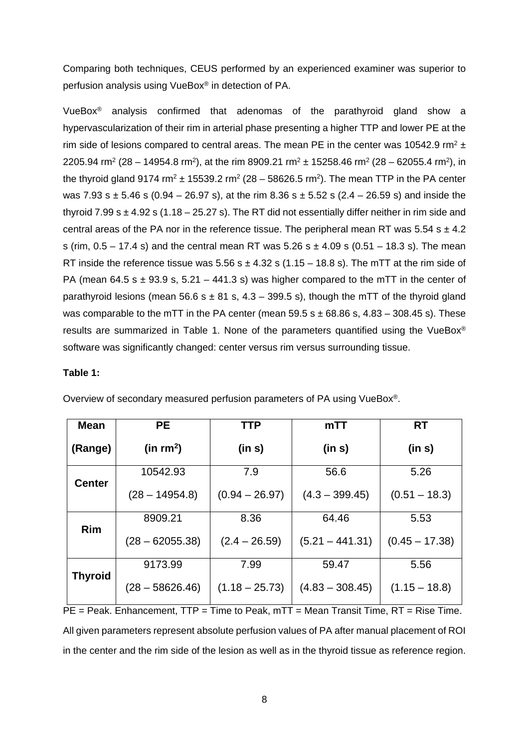Comparing both techniques, CEUS performed by an experienced examiner was superior to perfusion analysis using VueBox® in detection of PA.

VueBox® analysis confirmed that adenomas of the parathyroid gland show a hypervascularization of their rim in arterial phase presenting a higher TTP and lower PE at the rim side of lesions compared to central areas. The mean PE in the center was 10542.9 $rm^2$ ± 2205.94 $rm^2$ (28 – 14954.8 $rm^2$), at the rim 8909.21 $rm^2$ ± 15258.46 $rm^2$ (28 – 62055.4 $rm^2$), in the thyroid gland 9174 $rm^2$ ± 15539.2 $rm^2$ (28 – 58626.5 $rm^2$). The mean TTP in the PA center was 7.93 s ± 5.46 s (0.94 – 26.97 s), at the rim 8.36 s ± 5.52 s (2.4 – 26.59 s) and inside the thyroid 7.99 s ± 4.92 s (1.18 – 25.27 s). The RT did not essentially differ neither in rim side and central areas of the PA nor in the reference tissue. The peripheral mean RT was 5.54 s ± 4.2 s (rim, 0.5 – 17.4 s) and the central mean RT was 5.26 s ± 4.09 s (0.51 – 18.3 s). The mean RT inside the reference tissue was 5.56 s ± 4.32 s (1.15 – 18.8 s). The mTT at the rim side of PA (mean 64.5 s ± 93.9 s, 5.21 – 441.3 s) was higher compared to the mTT in the center of parathyroid lesions (mean 56.6 s ± 81 s, 4.3 – 399.5 s), though the mTT of the thyroid gland was comparable to the mTT in the PA center (mean 59.5 s ± 68.86 s, 4.83 – 308.45 s). These results are summarized in Table 1. None of the parameters quantified using the VueBox® software was significantly changed: center versus rim versus surrounding tissue.

**Table 1:**

Overview of secondary measured perfusion parameters of PA using VueBox®.

| Mean (Range) | PE (in $rm^2$) | TTP (in s) | mTT (in s) | RT (in s) |
|---|---|---|---|---|
| **Center** | 10542.93 (28 – 14954.8) | 7.9 (0.94 – 26.97) | 56.6 (4.3 – 399.45) | 5.26 (0.51 – 18.3) |
| **Rim** | 8909.21 (28 – 62055.38) | 8.36 (2.4 – 26.59) | 64.46 (5.21 – 441.31) | 5.53 (0.45 – 17.38) |
| **Thyroid** | 9173.99 (28 – 58626.46) | 7.99 (1.18 – 25.73) | 59.47 (4.83 – 308.45) | 5.56 (1.15 – 18.8) |

PE = Peak. Enhancement, TTP = Time to Peak, mTT = Mean Transit Time, RT = Rise Time. All given parameters represent absolute perfusion values of PA after manual placement of ROI in the center and the rim side of the lesion as well as in the thyroid tissue as reference region.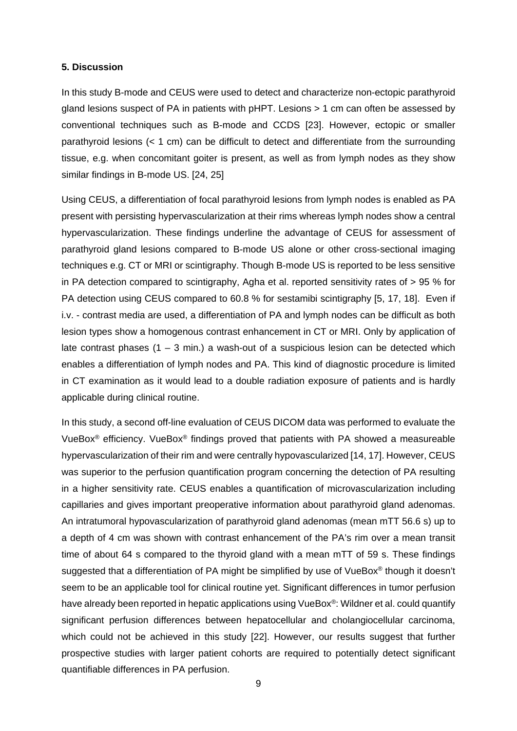**5. Discussion**

In this study B-mode and CEUS were used to detect and characterize non-ectopic parathyroid gland lesions suspect of PA in patients with pHPT. Lesions > 1 cm can often be assessed by conventional techniques such as B-mode and CCDS [23]. However, ectopic or smaller parathyroid lesions (< 1 cm) can be difficult to detect and differentiate from the surrounding tissue, e.g. when concomitant goiter is present, as well as from lymph nodes as they show similar findings in B-mode US. [24, 25]

Using CEUS, a differentiation of focal parathyroid lesions from lymph nodes is enabled as PA present with persisting hypervascularization at their rims whereas lymph nodes show a central hypervascularization. These findings underline the advantage of CEUS for assessment of parathyroid gland lesions compared to B-mode US alone or other cross-sectional imaging techniques e.g. CT or MRI or scintigraphy. Though B-mode US is reported to be less sensitive in PA detection compared to scintigraphy, Agha et al. reported sensitivity rates of > 95 % for PA detection using CEUS compared to 60.8 % for sestamibi scintigraphy [5, 17, 18]. Even if i.v. - contrast media are used, a differentiation of PA and lymph nodes can be difficult as both lesion types show a homogenous contrast enhancement in CT or MRI. Only by application of late contrast phases (1 – 3 min.) a wash-out of a suspicious lesion can be detected which enables a differentiation of lymph nodes and PA. This kind of diagnostic procedure is limited in CT examination as it would lead to a double radiation exposure of patients and is hardly applicable during clinical routine.

In this study, a second off-line evaluation of CEUS DICOM data was performed to evaluate the VueBox® efficiency. VueBox® findings proved that patients with PA showed a measureable hypervascularization of their rim and were centrally hypovascularized [14, 17]. However, CEUS was superior to the perfusion quantification program concerning the detection of PA resulting in a higher sensitivity rate. CEUS enables a quantification of microvascularization including capillaries and gives important preoperative information about parathyroid gland adenomas. An intratumoral hypovascularization of parathyroid gland adenomas (mean mTT 56.6 s) up to a depth of 4 cm was shown with contrast enhancement of the PA's rim over a mean transit time of about 64 s compared to the thyroid gland with a mean mTT of 59 s. These findings suggested that a differentiation of PA might be simplified by use of VueBox® though it doesn't seem to be an applicable tool for clinical routine yet. Significant differences in tumor perfusion have already been reported in hepatic applications using VueBox®: Wildner et al. could quantify significant perfusion differences between hepatocellular and cholangiocellular carcinoma, which could not be achieved in this study [22]. However, our results suggest that further prospective studies with larger patient cohorts are required to potentially detect significant quantifiable differences in PA perfusion.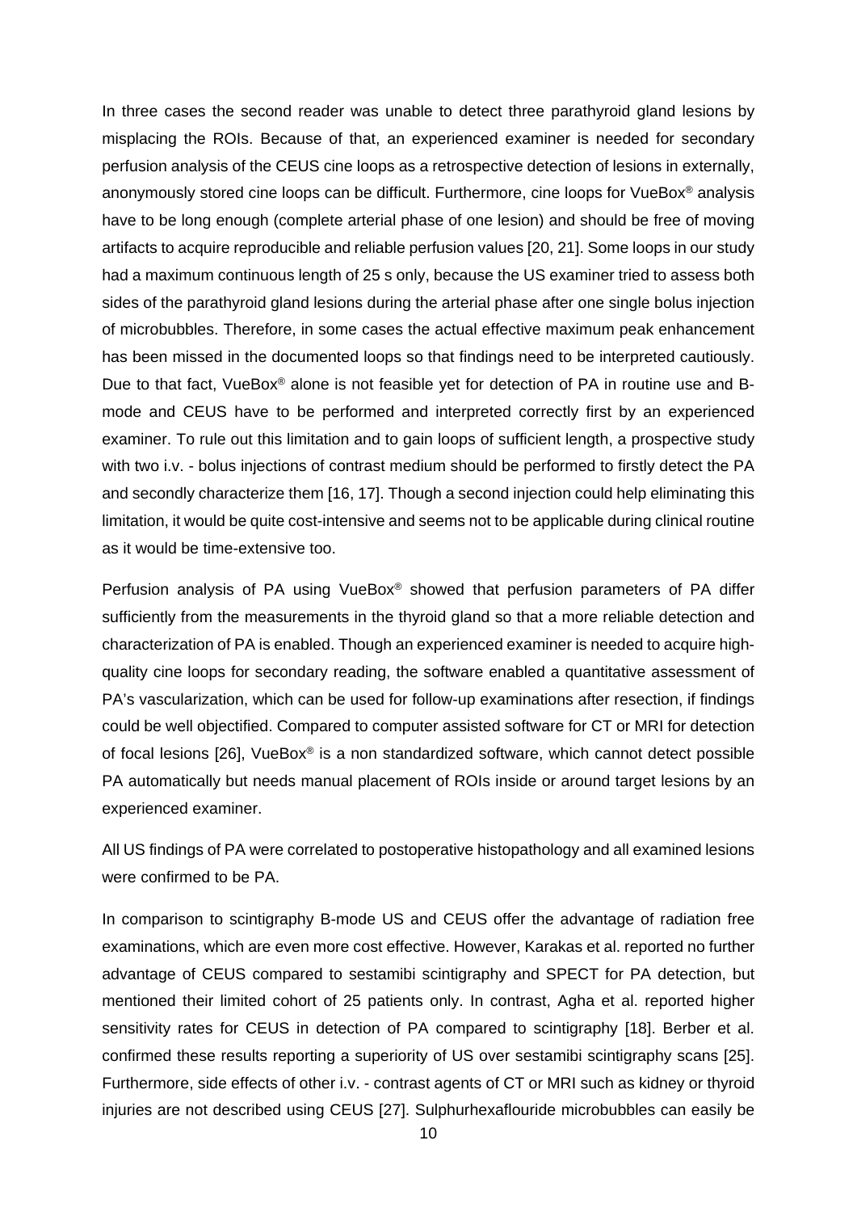In three cases the second reader was unable to detect three parathyroid gland lesions by misplacing the ROIs. Because of that, an experienced examiner is needed for secondary perfusion analysis of the CEUS cine loops as a retrospective detection of lesions in externally, anonymously stored cine loops can be difficult. Furthermore, cine loops for VueBox® analysis have to be long enough (complete arterial phase of one lesion) and should be free of moving artifacts to acquire reproducible and reliable perfusion values [20, 21]. Some loops in our study had a maximum continuous length of 25 s only, because the US examiner tried to assess both sides of the parathyroid gland lesions during the arterial phase after one single bolus injection of microbubbles. Therefore, in some cases the actual effective maximum peak enhancement has been missed in the documented loops so that findings need to be interpreted cautiously. Due to that fact, VueBox® alone is not feasible yet for detection of PA in routine use and B-mode and CEUS have to be performed and interpreted correctly first by an experienced examiner. To rule out this limitation and to gain loops of sufficient length, a prospective study with two i.v. - bolus injections of contrast medium should be performed to firstly detect the PA and secondly characterize them [16, 17]. Though a second injection could help eliminating this limitation, it would be quite cost-intensive and seems not to be applicable during clinical routine as it would be time-extensive too.

Perfusion analysis of PA using VueBox® showed that perfusion parameters of PA differ sufficiently from the measurements in the thyroid gland so that a more reliable detection and characterization of PA is enabled. Though an experienced examiner is needed to acquire high-quality cine loops for secondary reading, the software enabled a quantitative assessment of PA's vascularization, which can be used for follow-up examinations after resection, if findings could be well objectified. Compared to computer assisted software for CT or MRI for detection of focal lesions [26], VueBox® is a non standardized software, which cannot detect possible PA automatically but needs manual placement of ROIs inside or around target lesions by an experienced examiner.

All US findings of PA were correlated to postoperative histopathology and all examined lesions were confirmed to be PA.

In comparison to scintigraphy B-mode US and CEUS offer the advantage of radiation free examinations, which are even more cost effective. However, Karakas et al. reported no further advantage of CEUS compared to sestamibi scintigraphy and SPECT for PA detection, but mentioned their limited cohort of 25 patients only. In contrast, Agha et al. reported higher sensitivity rates for CEUS in detection of PA compared to scintigraphy [18]. Berber et al. confirmed these results reporting a superiority of US over sestamibi scintigraphy scans [25]. Furthermore, side effects of other i.v. - contrast agents of CT or MRI such as kidney or thyroid injuries are not described using CEUS [27]. Sulphurhexaflouride microbubbles can easily be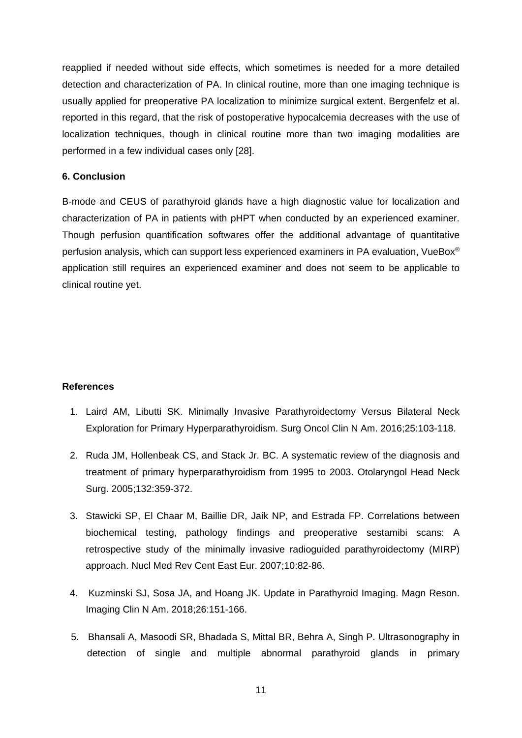reapplied if needed without side effects, which sometimes is needed for a more detailed detection and characterization of PA. In clinical routine, more than one imaging technique is usually applied for preoperative PA localization to minimize surgical extent. Bergenfelz et al. reported in this regard, that the risk of postoperative hypocalcemia decreases with the use of localization techniques, though in clinical routine more than two imaging modalities are performed in a few individual cases only [28].

## 6. Conclusion

B-mode and CEUS of parathyroid glands have a high diagnostic value for localization and characterization of PA in patients with pHPT when conducted by an experienced examiner. Though perfusion quantification softwares offer the additional advantage of quantitative perfusion analysis, which can support less experienced examiners in PA evaluation, VueBox® application still requires an experienced examiner and does not seem to be applicable to clinical routine yet.

## References

1. Laird AM, Libutti SK. Minimally Invasive Parathyroidectomy Versus Bilateral Neck Exploration for Primary Hyperparathyroidism. Surg Oncol Clin N Am. 2016;25:103-118.
2. Ruda JM, Hollenbeak CS, and Stack Jr. BC. A systematic review of the diagnosis and treatment of primary hyperparathyroidism from 1995 to 2003. Otolaryngol Head Neck Surg. 2005;132:359-372.
3. Stawicki SP, El Chaar M, Baillie DR, Jaik NP, and Estrada FP. Correlations between biochemical testing, pathology findings and preoperative sestamibi scans: A retrospective study of the minimally invasive radioguided parathyroidectomy (MIRP) approach. Nucl Med Rev Cent East Eur. 2007;10:82-86.
4. Kuzminski SJ, Sosa JA, and Hoang JK. Update in Parathyroid Imaging. Magn Reson. Imaging Clin N Am. 2018;26:151-166.
5. Bhansali A, Masoodi SR, Bhadada S, Mittal BR, Behra A, Singh P. Ultrasonography in detection of single and multiple abnormal parathyroid glands in primary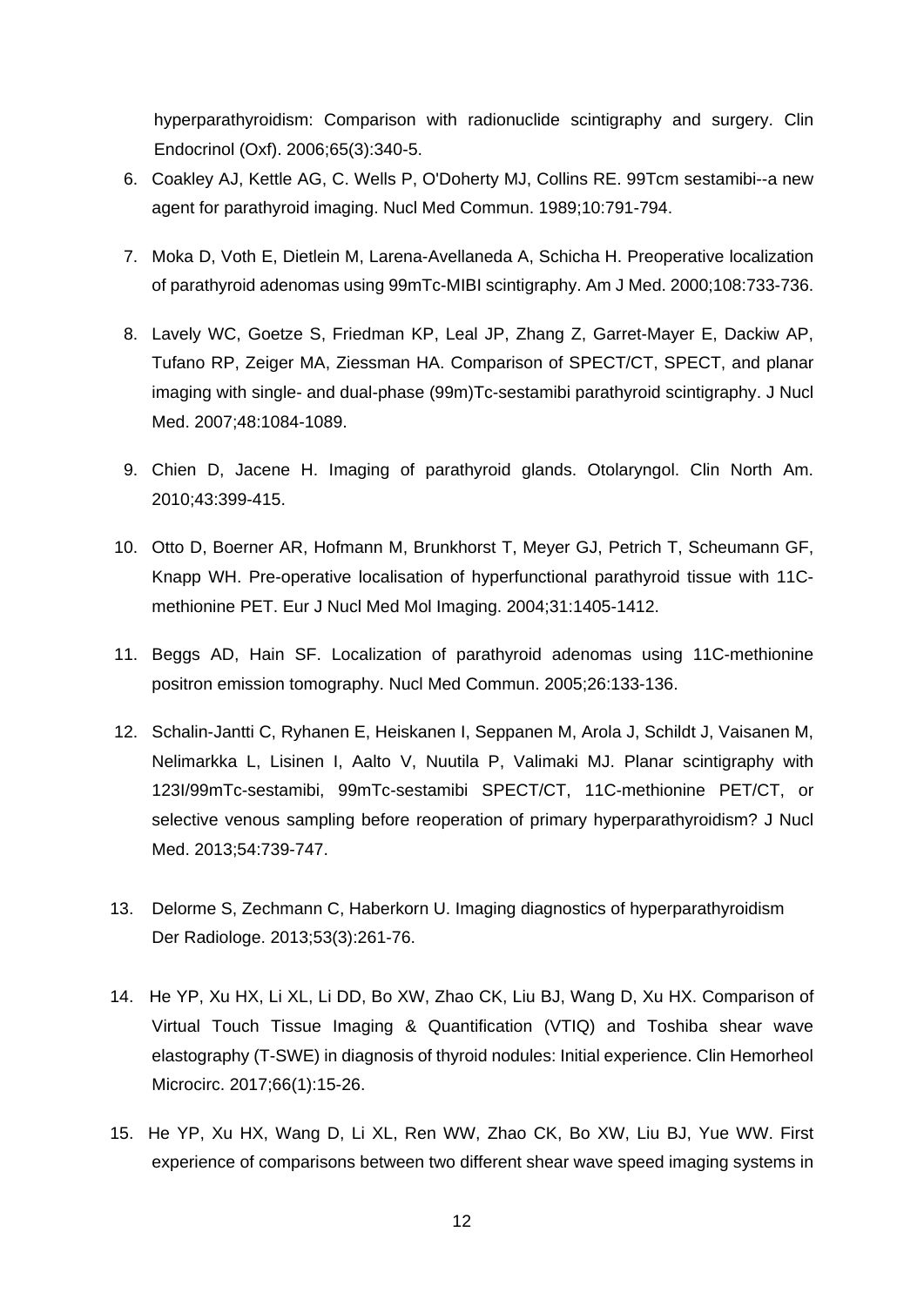hyperparathyroidism: Comparison with radionuclide scintigraphy and surgery. Clin Endocrinol (Oxf). 2006;65(3):340-5.

6. Coakley AJ, Kettle AG, C. Wells P, O'Doherty MJ, Collins RE. 99Tcm sestamibi--a new agent for parathyroid imaging. Nucl Med Commun. 1989;10:791-794.

7. Moka D, Voth E, Dietlein M, Larena-Avellaneda A, Schicha H. Preoperative localization of parathyroid adenomas using 99mTc-MIBI scintigraphy. Am J Med. 2000;108:733-736.

8. Lavely WC, Goetze S, Friedman KP, Leal JP, Zhang Z, Garret-Mayer E, Dackiw AP, Tufano RP, Zeiger MA, Ziessman HA. Comparison of SPECT/CT, SPECT, and planar imaging with single- and dual-phase (99m)Tc-sestamibi parathyroid scintigraphy. J Nucl Med. 2007;48:1084-1089.

9. Chien D, Jacene H. Imaging of parathyroid glands. Otolaryngol. Clin North Am. 2010;43:399-415.

10. Otto D, Boerner AR, Hofmann M, Brunkhorst T, Meyer GJ, Petrich T, Scheumann GF, Knapp WH. Pre-operative localisation of hyperfunctional parathyroid tissue with 11C-methionine PET. Eur J Nucl Med Mol Imaging. 2004;31:1405-1412.

11. Beggs AD, Hain SF. Localization of parathyroid adenomas using 11C-methionine positron emission tomography. Nucl Med Commun. 2005;26:133-136.

12. Schalin-Jantti C, Ryhanen E, Heiskanen I, Seppanen M, Arola J, Schildt J, Vaisanen M, Nelimarkka L, Lisinen I, Aalto V, Nuutila P, Valimaki MJ. Planar scintigraphy with 123I/99mTc-sestamibi, 99mTc-sestamibi SPECT/CT, 11C-methionine PET/CT, or selective venous sampling before reoperation of primary hyperparathyroidism? J Nucl Med. 2013;54:739-747.

13. Delorme S, Zechmann C, Haberkorn U. Imaging diagnostics of hyperparathyroidism Der Radiologe. 2013;53(3):261-76.

14. He YP, Xu HX, Li XL, Li DD, Bo XW, Zhao CK, Liu BJ, Wang D, Xu HX. Comparison of Virtual Touch Tissue Imaging & Quantification (VTIQ) and Toshiba shear wave elastography (T-SWE) in diagnosis of thyroid nodules: Initial experience. Clin Hemorheol Microcirc. 2017;66(1):15-26.

15. He YP, Xu HX, Wang D, Li XL, Ren WW, Zhao CK, Bo XW, Liu BJ, Yue WW. First experience of comparisons between two different shear wave speed imaging systems in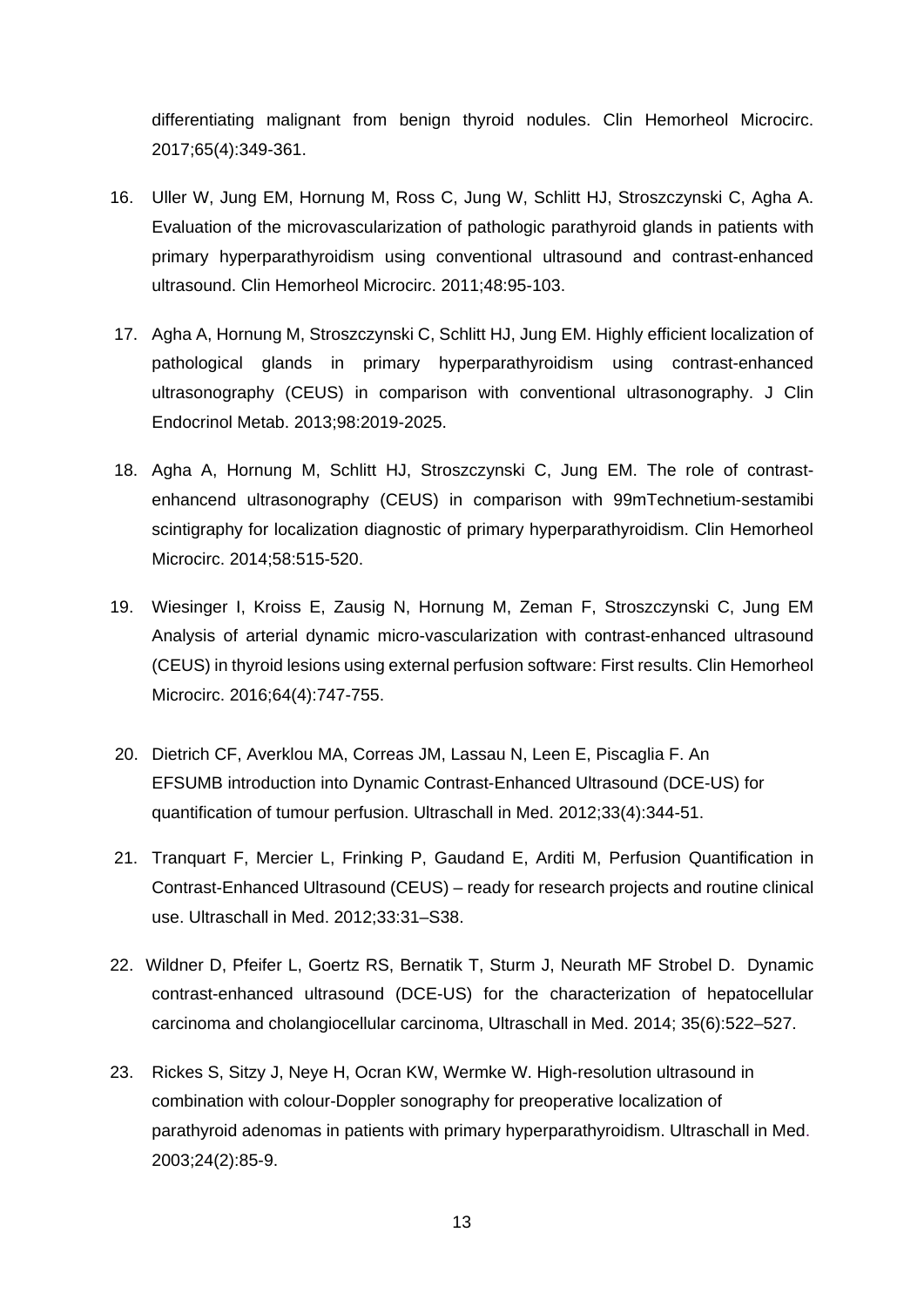differentiating malignant from benign thyroid nodules. Clin Hemorheol Microcirc. 2017;65(4):349-361.

16. Uller W, Jung EM, Hornung M, Ross C, Jung W, Schlitt HJ, Stroszczynski C, Agha A. Evaluation of the microvascularization of pathologic parathyroid glands in patients with primary hyperparathyroidism using conventional ultrasound and contrast-enhanced ultrasound. Clin Hemorheol Microcirc. 2011;48:95-103.

17. Agha A, Hornung M, Stroszczynski C, Schlitt HJ, Jung EM. Highly efficient localization of pathological glands in primary hyperparathyroidism using contrast-enhanced ultrasonography (CEUS) in comparison with conventional ultrasonography. J Clin Endocrinol Metab. 2013;98:2019-2025.

18. Agha A, Hornung M, Schlitt HJ, Stroszczynski C, Jung EM. The role of contrast-enhancend ultrasonography (CEUS) in comparison with 99mTechnetium-sestamibi scintigraphy for localization diagnostic of primary hyperparathyroidism. Clin Hemorheol Microcirc. 2014;58:515-520.

19. Wiesinger I, Kroiss E, Zausig N, Hornung M, Zeman F, Stroszczynski C, Jung EM Analysis of arterial dynamic micro-vascularization with contrast-enhanced ultrasound (CEUS) in thyroid lesions using external perfusion software: First results. Clin Hemorheol Microcirc. 2016;64(4):747-755.

20. Dietrich CF, Averklou MA, Correas JM, Lassau N, Leen E, Piscaglia F. An EFSUMB introduction into Dynamic Contrast-Enhanced Ultrasound (DCE-US) for quantification of tumour perfusion. Ultraschall in Med. 2012;33(4):344-51.

21. Tranquart F, Mercier L, Frinking P, Gaudand E, Arditi M, Perfusion Quantification in Contrast-Enhanced Ultrasound (CEUS) – ready for research projects and routine clinical use. Ultraschall in Med. 2012;33:31–S38.

22. Wildner D, Pfeifer L, Goertz RS, Bernatik T, Sturm J, Neurath MF Strobel D. Dynamic contrast-enhanced ultrasound (DCE-US) for the characterization of hepatocellular carcinoma and cholangiocellular carcinoma, Ultraschall in Med. 2014; 35(6):522–527.

23. Rickes S, Sitzy J, Neye H, Ocran KW, Wermke W. High-resolution ultrasound in combination with colour-Doppler sonography for preoperative localization of parathyroid adenomas in patients with primary hyperparathyroidism. Ultraschall in Med. 2003;24(2):85-9.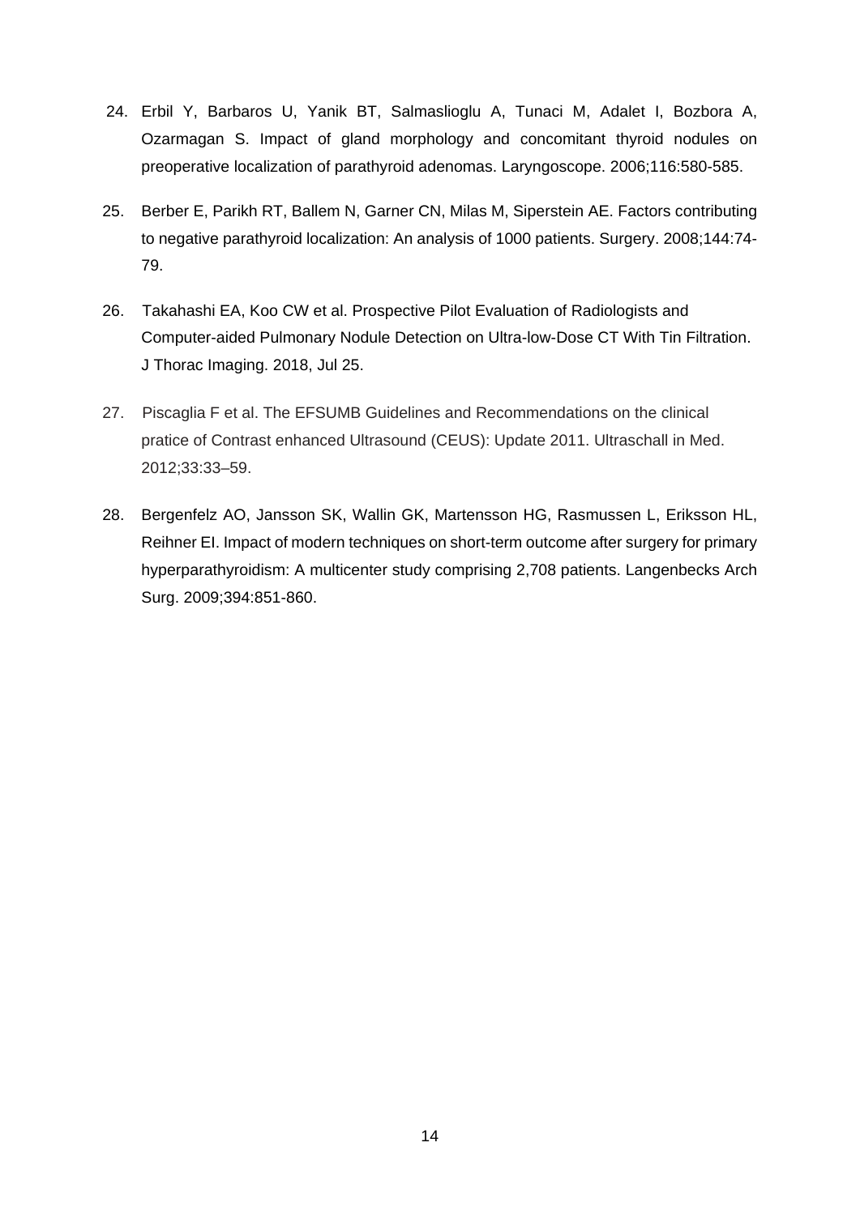24. Erbil Y, Barbaros U, Yanik BT, Salmaslioglu A, Tunaci M, Adalet I, Bozbora A, Ozarmagan S. Impact of gland morphology and concomitant thyroid nodules on preoperative localization of parathyroid adenomas. Laryngoscope. 2006;116:580-585.

25. Berber E, Parikh RT, Ballem N, Garner CN, Milas M, Siperstein AE. Factors contributing to negative parathyroid localization: An analysis of 1000 patients. Surgery. 2008;144:74-79.

26. Takahashi EA, Koo CW et al. Prospective Pilot Evaluation of Radiologists and Computer-aided Pulmonary Nodule Detection on Ultra-low-Dose CT With Tin Filtration. J Thorac Imaging. 2018, Jul 25.

27. Piscaglia F et al. The EFSUMB Guidelines and Recommendations on the clinical pratice of Contrast enhanced Ultrasound (CEUS): Update 2011. Ultraschall in Med. 2012;33:33–59.

28. Bergenfelz AO, Jansson SK, Wallin GK, Martensson HG, Rasmussen L, Eriksson HL, Reihner EI. Impact of modern techniques on short-term outcome after surgery for primary hyperparathyroidism: A multicenter study comprising 2,708 patients. Langenbecks Arch Surg. 2009;394:851-860.